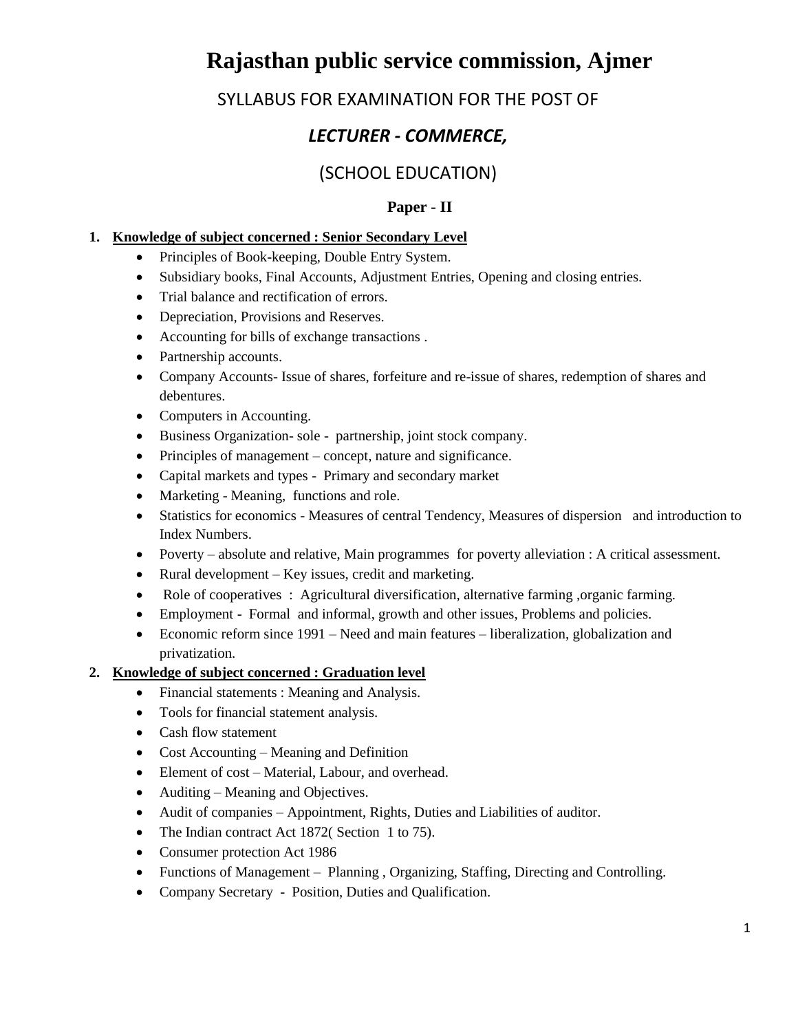# Rajasthan public service commission, Ajmer

## SYLLABUS FOR EXAMINATION FOR THE POST OF

## *LECTURER - COMMERCE,*

## (SCHOOL EDUCATION)

### Paper - II

1. **Knowledge of subject concerned : Senior Secondary Level**
   - Principles of Book-keeping, Double Entry System.
   - Subsidiary books, Final Accounts, Adjustment Entries, Opening and closing entries.
   - Trial balance and rectification of errors.
   - Depreciation, Provisions and Reserves.
   - Accounting for bills of exchange transactions .
   - Partnership accounts.
   - Company Accounts- Issue of shares, forfeiture and re-issue of shares, redemption of shares and debentures.
   - Computers in Accounting.
   - Business Organization- sole - partnership, joint stock company.
   - Principles of management – concept, nature and significance.
   - Capital markets and types - Primary and secondary market
   - Marketing - Meaning, functions and role.
   - Statistics for economics - Measures of central Tendency, Measures of dispersion and introduction to Index Numbers.
   - Poverty – absolute and relative, Main programmes for poverty alleviation : A critical assessment.
   - Rural development – Key issues, credit and marketing.
   - Role of cooperatives : Agricultural diversification, alternative farming ,organic farming.
   - Employment - Formal and informal, growth and other issues, Problems and policies.
   - Economic reform since 1991 – Need and main features – liberalization, globalization and privatization.

2. **Knowledge of subject concerned : Graduation level**
   - Financial statements : Meaning and Analysis.
   - Tools for financial statement analysis.
   - Cash flow statement
   - Cost Accounting – Meaning and Definition
   - Element of cost – Material, Labour, and overhead.
   - Auditing – Meaning and Objectives.
   - Audit of companies – Appointment, Rights, Duties and Liabilities of auditor.
   - The Indian contract Act 1872( Section 1 to 75).
   - Consumer protection Act 1986
   - Functions of Management – Planning , Organizing, Staffing, Directing and Controlling.
   - Company Secretary - Position, Duties and Qualification.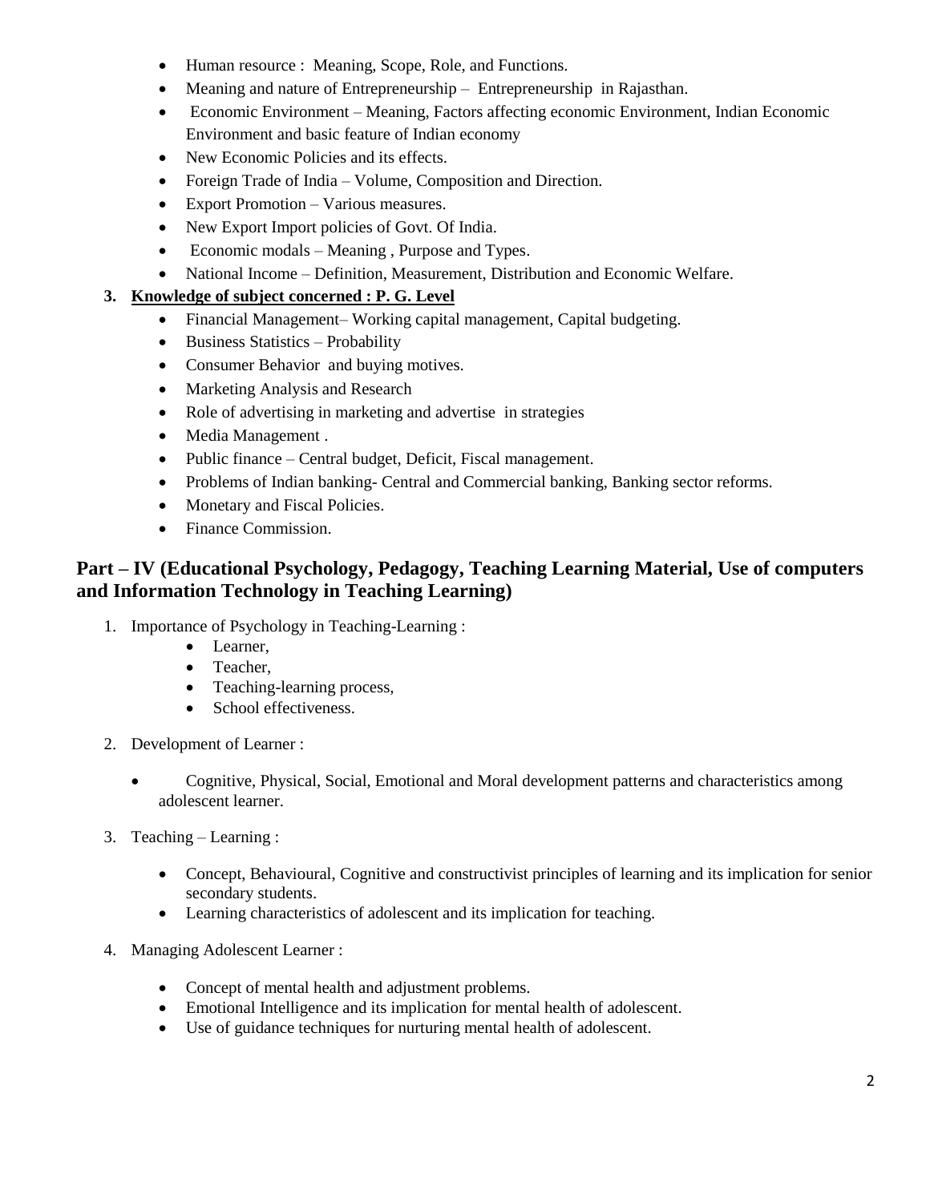- Human resource : Meaning, Scope, Role, and Functions.
- Meaning and nature of Entrepreneurship – Entrepreneurship in Rajasthan.
- Economic Environment – Meaning, Factors affecting economic Environment, Indian Economic Environment and basic feature of Indian economy
- New Economic Policies and its effects.
- Foreign Trade of India – Volume, Composition and Direction.
- Export Promotion – Various measures.
- New Export Import policies of Govt. Of India.
- Economic modals – Meaning , Purpose and Types.
- National Income – Definition, Measurement, Distribution and Economic Welfare.

3. **<u>Knowledge of subject concerned : P. G. Level</u>**
   - Financial Management– Working capital management, Capital budgeting.
   - Business Statistics – Probability
   - Consumer Behavior and buying motives.
   - Marketing Analysis and Research
   - Role of advertising in marketing and advertise in strategies
   - Media Management .
   - Public finance – Central budget, Deficit, Fiscal management.
   - Problems of Indian banking- Central and Commercial banking, Banking sector reforms.
   - Monetary and Fiscal Policies.
   - Finance Commission.

## Part – IV (Educational Psychology, Pedagogy, Teaching Learning Material, Use of computers and Information Technology in Teaching Learning)

1. Importance of Psychology in Teaching-Learning :
   - Learner,
   - Teacher,
   - Teaching-learning process,
   - School effectiveness.

2. Development of Learner :
   - Cognitive, Physical, Social, Emotional and Moral development patterns and characteristics among adolescent learner.

3. Teaching – Learning :
   - Concept, Behavioural, Cognitive and constructivist principles of learning and its implication for senior secondary students.
   - Learning characteristics of adolescent and its implication for teaching.

4. Managing Adolescent Learner :
   - Concept of mental health and adjustment problems.
   - Emotional Intelligence and its implication for mental health of adolescent.
   - Use of guidance techniques for nurturing mental health of adolescent.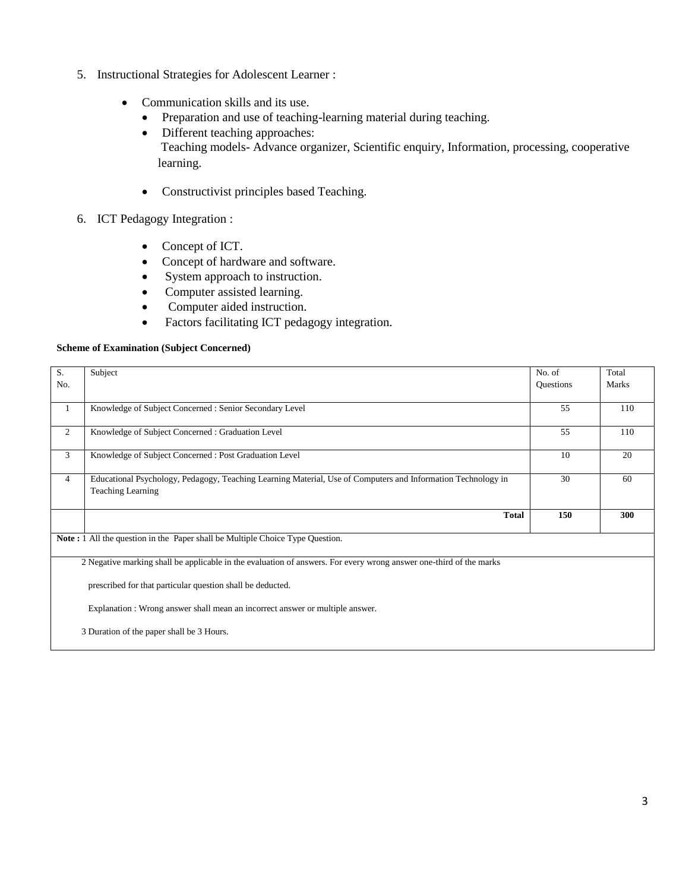5. Instructional Strategies for Adolescent Learner :

   - Communication skills and its use.
     - Preparation and use of teaching-learning material during teaching.
     - Different teaching approaches:
       Teaching models- Advance organizer, Scientific enquiry, Information, processing, cooperative learning.
     - Constructivist principles based Teaching.

6. ICT Pedagogy Integration :

   - Concept of ICT.
   - Concept of hardware and software.
   - System approach to instruction.
   - Computer assisted learning.
   - Computer aided instruction.
   - Factors facilitating ICT pedagogy integration.

**Scheme of Examination (Subject Concerned)**

| S. No. | Subject | No. of Questions | Total Marks |
|---|---|---|---|
| 1 | Knowledge of Subject Concerned : Senior Secondary Level | 55 | 110 |
| 2 | Knowledge of Subject Concerned : Graduation Level | 55 | 110 |
| 3 | Knowledge of Subject Concerned : Post Graduation Level | 10 | 20 |
| 4 | Educational Psychology, Pedagogy, Teaching Learning Material, Use of Computers and Information Technology in Teaching Learning | 30 | 60 |
| | **Total** | **150** | **300** |

**Note :** 1 All the question in the Paper shall be Multiple Choice Type Question.

2 Negative marking shall be applicable in the evaluation of answers. For every wrong answer one-third of the marks prescribed for that particular question shall be deducted.

Explanation : Wrong answer shall mean an incorrect answer or multiple answer.

3 Duration of the paper shall be 3 Hours.